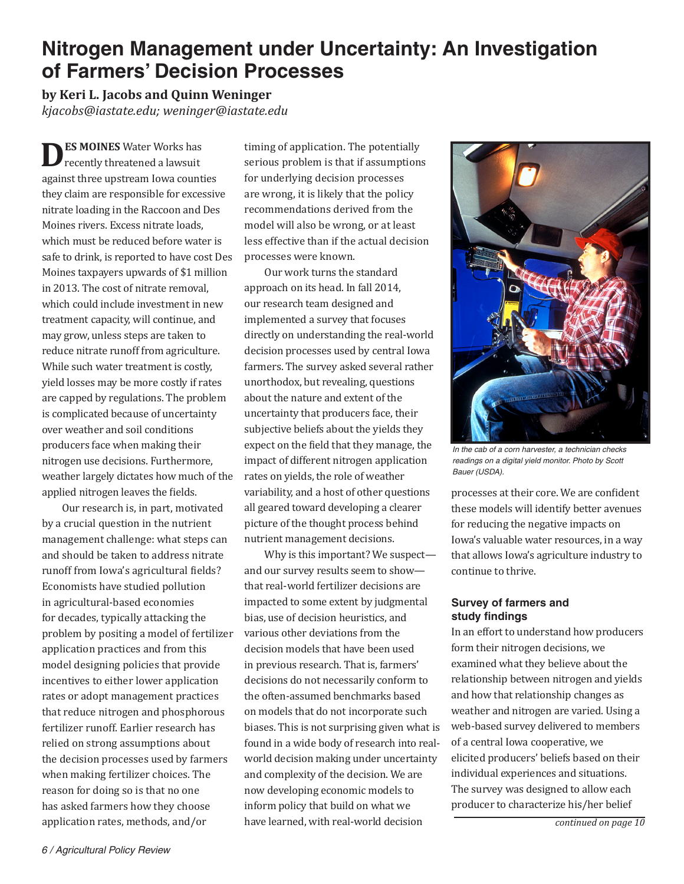# Nitrogen Management under Uncertainty: An Investigation of Farmers' Decision Processes

**by Keri L. Jacobs and Quinn Weninger**

*kjacobs@iastate.edu; weninger@iastate.edu*

**DES MOINES** Water Works has recently threatened a lawsuit against three upstream Iowa counties they claim are responsible for excessive nitrate loading in the Raccoon and Des Moines rivers. Excess nitrate loads, which must be reduced before water is safe to drink, is reported to have cost Des Moines taxpayers upwards of $1 million in 2013. The cost of nitrate removal, which could include investment in new treatment capacity, will continue, and may grow, unless steps are taken to reduce nitrate runoff from agriculture. While such water treatment is costly, yield losses may be more costly if rates are capped by regulations. The problem is complicated because of uncertainty over weather and soil conditions producers face when making their nitrogen use decisions. Furthermore, weather largely dictates how much of the applied nitrogen leaves the fields.

Our research is, in part, motivated by a crucial question in the nutrient management challenge: what steps can and should be taken to address nitrate runoff from Iowa's agricultural fields? Economists have studied pollution in agricultural-based economies for decades, typically attacking the problem by positing a model of fertilizer application practices and from this model designing policies that provide incentives to either lower application rates or adopt management practices that reduce nitrogen and phosphorous fertilizer runoff. Earlier research has relied on strong assumptions about the decision processes used by farmers when making fertilizer choices. The reason for doing so is that no one has asked farmers how they choose application rates, methods, and/or timing of application. The potentially serious problem is that if assumptions for underlying decision processes are wrong, it is likely that the policy recommendations derived from the model will also be wrong, or at least less effective than if the actual decision processes were known.

Our work turns the standard approach on its head. In fall 2014, our research team designed and implemented a survey that focuses directly on understanding the real-world decision processes used by central Iowa farmers. The survey asked several rather unorthodox, but revealing, questions about the nature and extent of the uncertainty that producers face, their subjective beliefs about the yields they expect on the field that they manage, the impact of different nitrogen application rates on yields, the role of weather variability, and a host of other questions all geared toward developing a clearer picture of the thought process behind nutrient management decisions.

Why is this important? We suspect—and our survey results seem to show—that real-world fertilizer decisions are impacted to some extent by judgmental bias, use of decision heuristics, and various other deviations from the decision models that have been used in previous research. That is, farmers' decisions do not necessarily conform to the often-assumed benchmarks based on models that do not incorporate such biases. This is not surprising given what is found in a wide body of research into real-world decision making under uncertainty and complexity of the decision. We are now developing economic models to inform policy that build on what we have learned, with real-world decision processes at their core. We are confident these models will identify better avenues for reducing the negative impacts on Iowa's valuable water resources, in a way that allows Iowa's agriculture industry to continue to thrive.

In the cab of a corn harvester, a technician checks readings on a digital yield monitor. Photo by Scott Bauer (USDA).

### Survey of farmers and study findings

In an effort to understand how producers form their nitrogen decisions, we examined what they believe about the relationship between nitrogen and yields and how that relationship changes as weather and nitrogen are varied. Using a web-based survey delivered to members of a central Iowa cooperative, we elicited producers' beliefs based on their individual experiences and situations. The survey was designed to allow each producer to characterize his/her belief

*continued on page 10*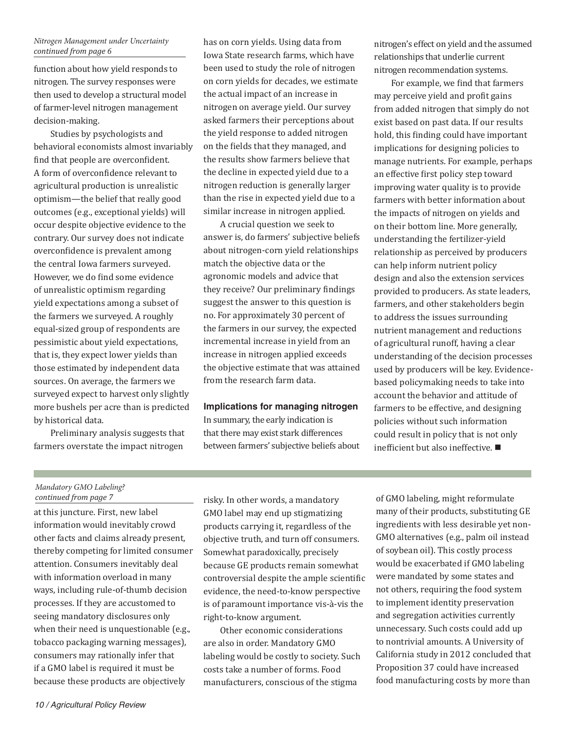*Nitrogen Management under Uncertainty continued from page 6*

function about how yield responds to nitrogen. The survey responses were then used to develop a structural model of farmer-level nitrogen management decision-making.

Studies by psychologists and behavioral economists almost invariably find that people are overconfident. A form of overconfidence relevant to agricultural production is unrealistic optimism—the belief that really good outcomes (e.g., exceptional yields) will occur despite objective evidence to the contrary. Our survey does not indicate overconfidence is prevalent among the central Iowa farmers surveyed. However, we do find some evidence of unrealistic optimism regarding yield expectations among a subset of the farmers we surveyed. A roughly equal-sized group of respondents are pessimistic about yield expectations, that is, they expect lower yields than those estimated by independent data sources. On average, the farmers we surveyed expect to harvest only slightly more bushels per acre than is predicted by historical data.

Preliminary analysis suggests that farmers overstate the impact nitrogen has on corn yields. Using data from Iowa State research farms, which have been used to study the role of nitrogen on corn yields for decades, we estimate the actual impact of an increase in nitrogen on average yield. Our survey asked farmers their perceptions about the yield response to added nitrogen on the fields that they managed, and the results show farmers believe that the decline in expected yield due to a nitrogen reduction is generally larger than the rise in expected yield due to a similar increase in nitrogen applied.

A crucial question we seek to answer is, do farmers' subjective beliefs about nitrogen-corn yield relationships match the objective data or the agronomic models and advice that they receive? Our preliminary findings suggest the answer to this question is no. For approximately 30 percent of the farmers in our survey, the expected incremental increase in yield from an increase in nitrogen applied exceeds the objective estimate that was attained from the research farm data.

### Implications for managing nitrogen

In summary, the early indication is that there may exist stark differences between farmers' subjective beliefs about nitrogen's effect on yield and the assumed relationships that underlie current nitrogen recommendation systems.

For example, we find that farmers may perceive yield and profit gains from added nitrogen that simply do not exist based on past data. If our results hold, this finding could have important implications for designing policies to manage nutrients. For example, perhaps an effective first policy step toward improving water quality is to provide farmers with better information about the impacts of nitrogen on yields and on their bottom line. More generally, understanding the fertilizer-yield relationship as perceived by producers can help inform nutrient policy design and also the extension services provided to producers. As state leaders, farmers, and other stakeholders begin to address the issues surrounding nutrient management and reductions of agricultural runoff, having a clear understanding of the decision processes used by producers will be key. Evidence-based policymaking needs to take into account the behavior and attitude of farmers to be effective, and designing policies without such information could result in policy that is not only inefficient but also ineffective. ■

---

*Mandatory GMO Labeling? continued from page 7*

at this juncture. First, new label information would inevitably crowd other facts and claims already present, thereby competing for limited consumer attention. Consumers inevitably deal with information overload in many ways, including rule-of-thumb decision processes. If they are accustomed to seeing mandatory disclosures only when their need is unquestionable (e.g., tobacco packaging warning messages), consumers may rationally infer that if a GMO label is required it must be because these products are objectively risky. In other words, a mandatory GMO label may end up stigmatizing products carrying it, regardless of the objective truth, and turn off consumers. Somewhat paradoxically, precisely because GE products remain somewhat controversial despite the ample scientific evidence, the need-to-know perspective is of paramount importance vis-à-vis the right-to-know argument.

Other economic considerations are also in order. Mandatory GMO labeling would be costly to society. Such costs take a number of forms. Food manufacturers, conscious of the stigma of GMO labeling, might reformulate many of their products, substituting GE ingredients with less desirable yet non-GMO alternatives (e.g., palm oil instead of soybean oil). This costly process would be exacerbated if GMO labeling were mandated by some states and not others, requiring the food system to implement identity preservation and segregation activities currently unnecessary. Such costs could add up to nontrivial amounts. A University of California study in 2012 concluded that Proposition 37 could have increased food manufacturing costs by more than